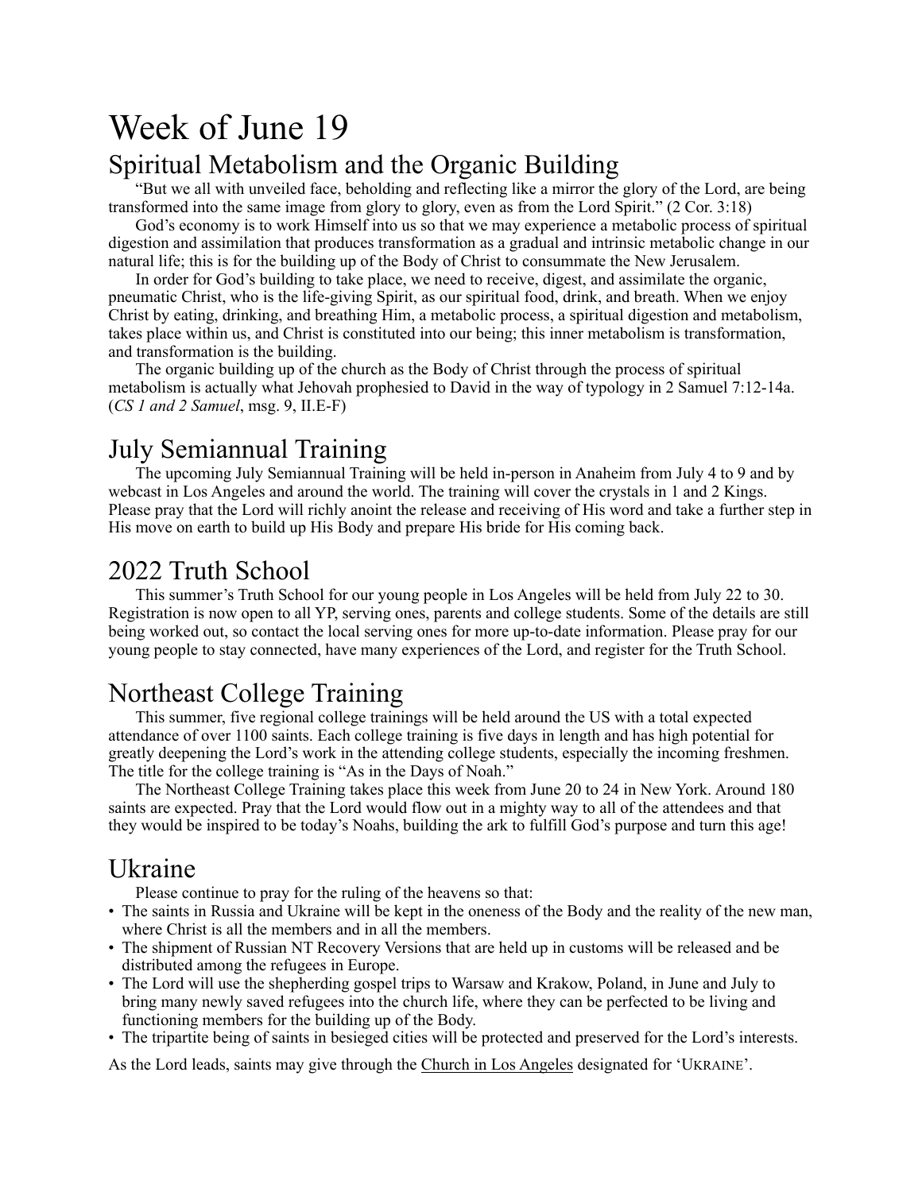# Week of June 19

## Spiritual Metabolism and the Organic Building

"But we all with unveiled face, beholding and reflecting like a mirror the glory of the Lord, are being transformed into the same image from glory to glory, even as from the Lord Spirit." (2 Cor. 3:18)

God's economy is to work Himself into us so that we may experience a metabolic process of spiritual digestion and assimilation that produces transformation as a gradual and intrinsic metabolic change in our natural life; this is for the building up of the Body of Christ to consummate the New Jerusalem.

In order for God's building to take place, we need to receive, digest, and assimilate the organic, pneumatic Christ, who is the life-giving Spirit, as our spiritual food, drink, and breath. When we enjoy Christ by eating, drinking, and breathing Him, a metabolic process, a spiritual digestion and metabolism, takes place within us, and Christ is constituted into our being; this inner metabolism is transformation, and transformation is the building.

The organic building up of the church as the Body of Christ through the process of spiritual metabolism is actually what Jehovah prophesied to David in the way of typology in 2 Samuel 7:12-14a. (*CS 1 and 2 Samuel*, msg. 9, II.E-F)

## July Semiannual Training

The upcoming July Semiannual Training will be held in-person in Anaheim from July 4 to 9 and by webcast in Los Angeles and around the world. The training will cover the crystals in 1 and 2 Kings. Please pray that the Lord will richly anoint the release and receiving of His word and take a further step in His move on earth to build up His Body and prepare His bride for His coming back.

## 2022 Truth School

This summer's Truth School for our young people in Los Angeles will be held from July 22 to 30. Registration is now open to all YP, serving ones, parents and college students. Some of the details are still being worked out, so contact the local serving ones for more up-to-date information. Please pray for our young people to stay connected, have many experiences of the Lord, and register for the Truth School.

## Northeast College Training

This summer, five regional college trainings will be held around the US with a total expected attendance of over 1100 saints. Each college training is five days in length and has high potential for greatly deepening the Lord's work in the attending college students, especially the incoming freshmen. The title for the college training is "As in the Days of Noah."

The Northeast College Training takes place this week from June 20 to 24 in New York. Around 180 saints are expected. Pray that the Lord would flow out in a mighty way to all of the attendees and that they would be inspired to be today's Noahs, building the ark to fulfill God's purpose and turn this age!

## Ukraine

Please continue to pray for the ruling of the heavens so that:

- The saints in Russia and Ukraine will be kept in the oneness of the Body and the reality of the new man, where Christ is all the members and in all the members.
- The shipment of Russian NT Recovery Versions that are held up in customs will be released and be distributed among the refugees in Europe.
- The Lord will use the shepherding gospel trips to Warsaw and Krakow, Poland, in June and July to bring many newly saved refugees into the church life, where they can be perfected to be living and functioning members for the building up of the Body.
- The tripartite being of saints in besieged cities will be protected and preserved for the Lord's interests.

As the Lord leads, saints may give through the Church in Los Angeles designated for 'UKRAINE'.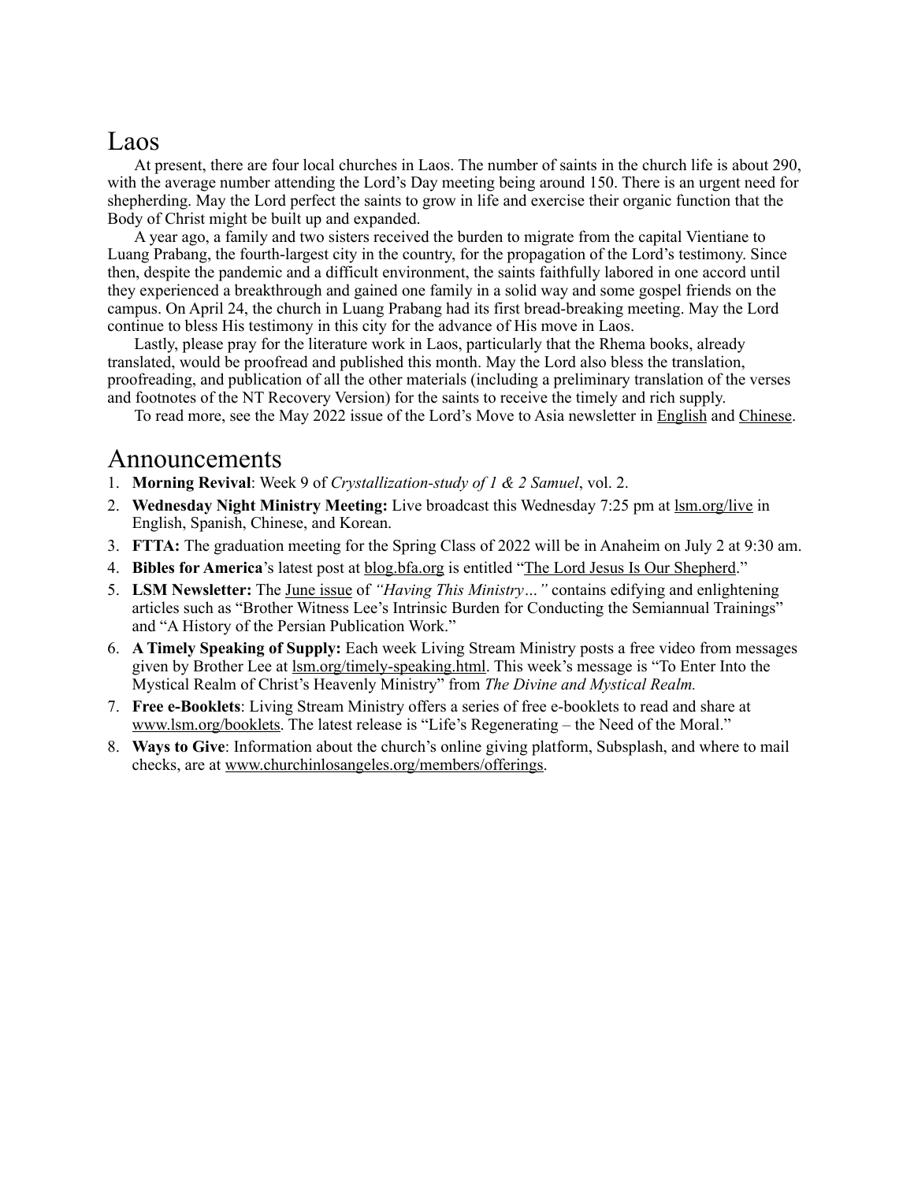## Laos

At present, there are four local churches in Laos. The number of saints in the church life is about 290, with the average number attending the Lord's Day meeting being around 150. There is an urgent need for shepherding. May the Lord perfect the saints to grow in life and exercise their organic function that the Body of Christ might be built up and expanded.

A year ago, a family and two sisters received the burden to migrate from the capital Vientiane to Luang Prabang, the fourth-largest city in the country, for the propagation of the Lord's testimony. Since then, despite the pandemic and a difficult environment, the saints faithfully labored in one accord until they experienced a breakthrough and gained one family in a solid way and some gospel friends on the campus. On April 24, the church in Luang Prabang had its first bread-breaking meeting. May the Lord continue to bless His testimony in this city for the advance of His move in Laos.

Lastly, please pray for the literature work in Laos, particularly that the Rhema books, already translated, would be proofread and published this month. May the Lord also bless the translation, proofreading, and publication of all the other materials (including a preliminary translation of the verses and footnotes of the NT Recovery Version) for the saints to receive the timely and rich supply.

To read more, see the May 2022 issue of the Lord's Move to Asia newsletter in English and Chinese.

## Announcements

1. **Morning Revival**: Week 9 of *Crystallization-study of 1 & 2 Samuel*, vol. 2.
2. **Wednesday Night Ministry Meeting:** Live broadcast this Wednesday 7:25 pm at lsm.org/live in English, Spanish, Chinese, and Korean.
3. **FTTA:** The graduation meeting for the Spring Class of 2022 will be in Anaheim on July 2 at 9:30 am.
4. **Bibles for America**'s latest post at blog.bfa.org is entitled "The Lord Jesus Is Our Shepherd."
5. **LSM Newsletter:** The June issue of *"Having This Ministry…"* contains edifying and enlightening articles such as "Brother Witness Lee's Intrinsic Burden for Conducting the Semiannual Trainings" and "A History of the Persian Publication Work."
6. **A Timely Speaking of Supply:** Each week Living Stream Ministry posts a free video from messages given by Brother Lee at lsm.org/timely-speaking.html. This week's message is "To Enter Into the Mystical Realm of Christ's Heavenly Ministry" from *The Divine and Mystical Realm.*
7. **Free e-Booklets**: Living Stream Ministry offers a series of free e-booklets to read and share at www.lsm.org/booklets. The latest release is "Life's Regenerating – the Need of the Moral."
8. **Ways to Give**: Information about the church's online giving platform, Subsplash, and where to mail checks, are at www.churchinlosangeles.org/members/offerings.